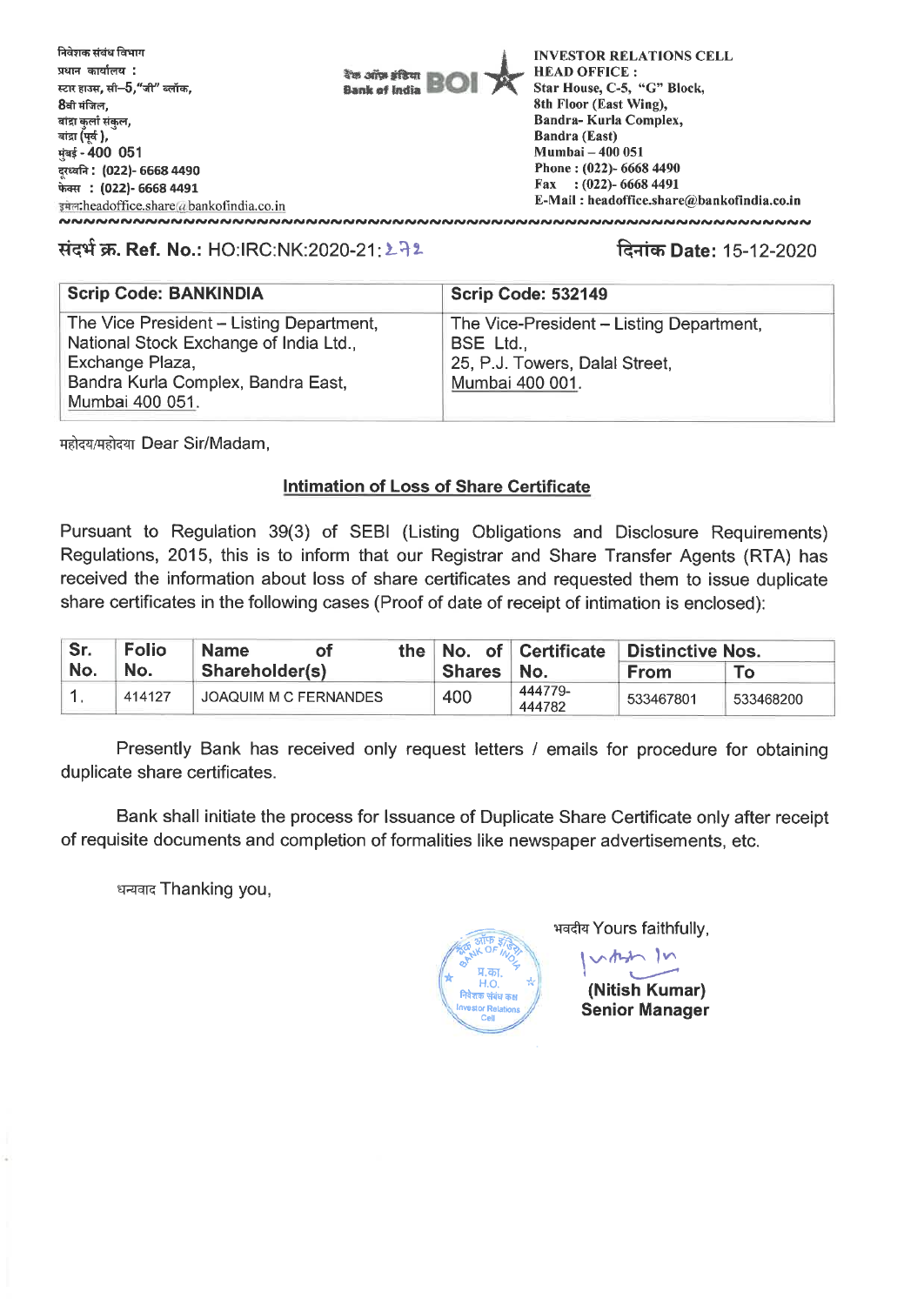निवेशक संबंध विभाग
प्रधान कार्यालय :
स्टार हाउस, सी–5,"जी" ब्लॉक,
8वी मंजिल,
बांद्रा कुर्ला संकुल,
बांद्रा (पूर्व ),
मुंबई - 400 051
दूरध्वनि : (022)- 6668 4490
फेक्स : (022)- 6668 4491
इमेल:headoffice.share@bankofindia.co.in

बैंक ऑफ़ इंडिया Bank of India BOI

INVESTOR RELATIONS CELL
HEAD OFFICE :
Star House, C-5, "G" Block,
8th Floor (East Wing),
Bandra- Kurla Complex,
Bandra (East)
Mumbai – 400 051
Phone : (022)- 6668 4490
Fax : (022)- 6668 4491
E-Mail : headoffice.share@bankofindia.co.in

संदर्भ क्र. **Ref. No.:** HO:IRC:NK:2020-21:272

दिनांक **Date:** 15-12-2020

| Scrip Code: BANKINDIA | Scrip Code: 532149 |
|---|---|
| The Vice President – Listing Department, National Stock Exchange of India Ltd., Exchange Plaza, Bandra Kurla Complex, Bandra East, Mumbai 400 051. | The Vice-President – Listing Department, BSE Ltd., 25, P.J. Towers, Dalal Street, Mumbai 400 001. |

महोदय/महोदया Dear Sir/Madam,

## Intimation of Loss of Share Certificate

Pursuant to Regulation 39(3) of SEBI (Listing Obligations and Disclosure Requirements) Regulations, 2015, this is to inform that our Registrar and Share Transfer Agents (RTA) has received the information about loss of share certificates and requested them to issue duplicate share certificates in the following cases (Proof of date of receipt of intimation is enclosed):

| Sr. No. | Folio No. | Name of the Shareholder(s) | No. of Shares | Certificate No. | Distinctive Nos. | |
|---|---|---|---|---|---|---|
| | | | | | From | To |
| 1. | 414127 | JOAQUIM M C FERNANDES | 400 | 444779-444782 | 533467801 | 533468200 |

Presently Bank has received only request letters / emails for procedure for obtaining duplicate share certificates.

Bank shall initiate the process for Issuance of Duplicate Share Certificate only after receipt of requisite documents and completion of formalities like newspaper advertisements, etc.

धन्यवाद Thanking you,

भवदीय Yours faithfully,

**(Nitish Kumar)**
**Senior Manager**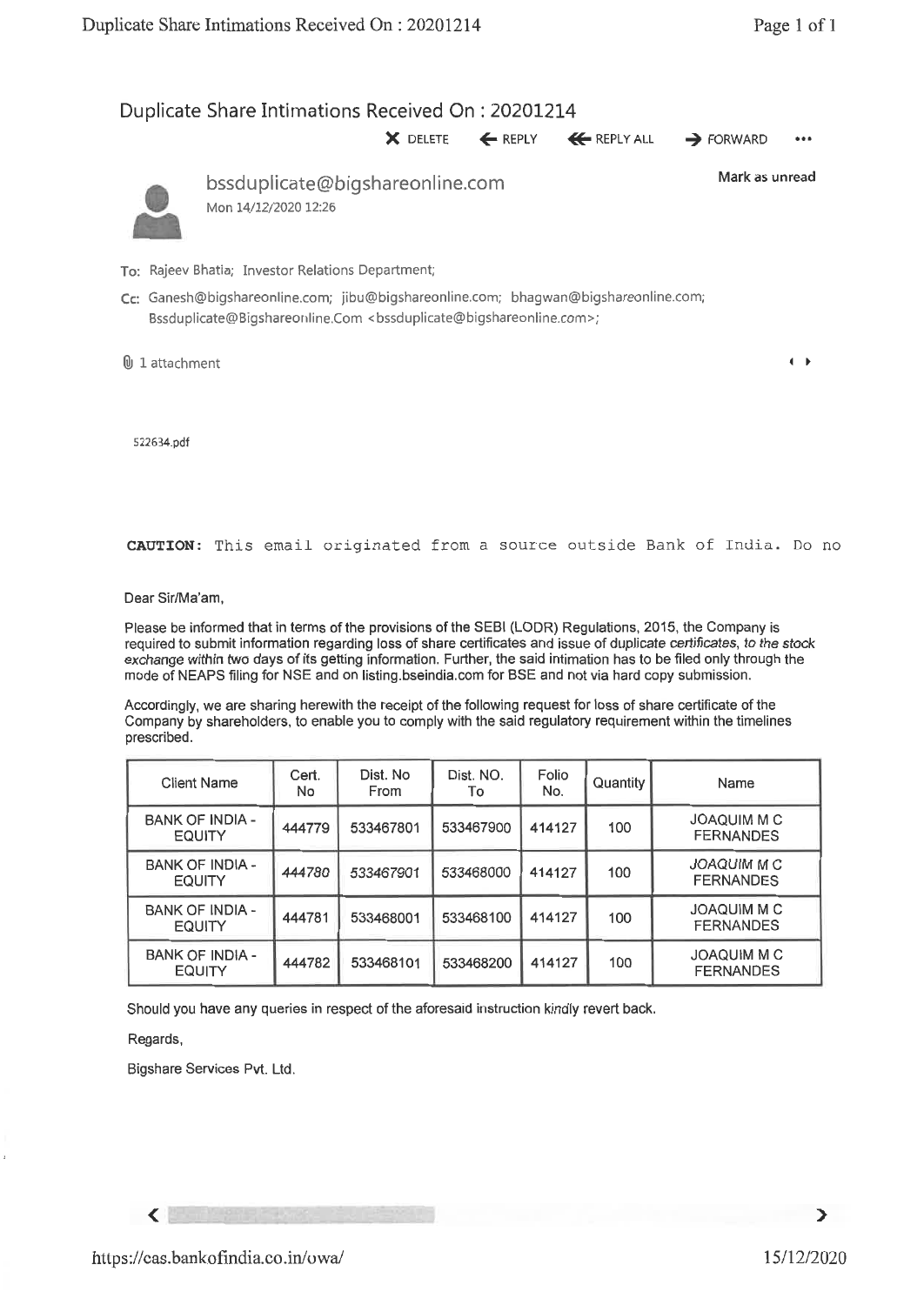# Duplicate Share Intimations Received On : 20201214

DELETE ← REPLY ⇐ REPLY ALL → FORWARD •••

bssduplicate@bigshareonline.com

Mon 14/12/2020 12:26

Mark as unread

To: Rajeev Bhatia; Investor Relations Department;

Cc: Ganesh@bigshareonline.com; jibu@bigshareonline.com; bhagwan@bigshareonline.com; Bssduplicate@Bigshareonline.Com <bssduplicate@bigshareonline.com>;

1 attachment

522634.pdf

**CAUTION:** This email originated from a source outside Bank of India. Do no

Dear Sir/Ma'am,

Please be informed that in terms of the provisions of the SEBI (LODR) Regulations, 2015, the Company is required to submit information regarding loss of share certificates and issue of duplicate certificates, to the stock exchange within two days of its getting information. Further, the said intimation has to be filed only through the mode of NEAPS filing for NSE and on listing.bseindia.com for BSE and not via hard copy submission.

Accordingly, we are sharing herewith the receipt of the following request for loss of share certificate of the Company by shareholders, to enable you to comply with the said regulatory requirement within the timelines prescribed.

| Client Name | Cert. No | Dist. No From | Dist. NO. To | Folio No. | Quantity | Name |
|---|---|---|---|---|---|---|
| BANK OF INDIA - EQUITY | 444779 | 533467801 | 533467900 | 414127 | 100 | JOAQUIM M C FERNANDES |
| BANK OF INDIA - EQUITY | 444780 | 533467901 | 533468000 | 414127 | 100 | JOAQUIM M C FERNANDES |
| BANK OF INDIA - EQUITY | 444781 | 533468001 | 533468100 | 414127 | 100 | JOAQUIM M C FERNANDES |
| BANK OF INDIA - EQUITY | 444782 | 533468101 | 533468200 | 414127 | 100 | JOAQUIM M C FERNANDES |

Should you have any queries in respect of the aforesaid instruction kindly revert back.

Regards,

Bigshare Services Pvt. Ltd.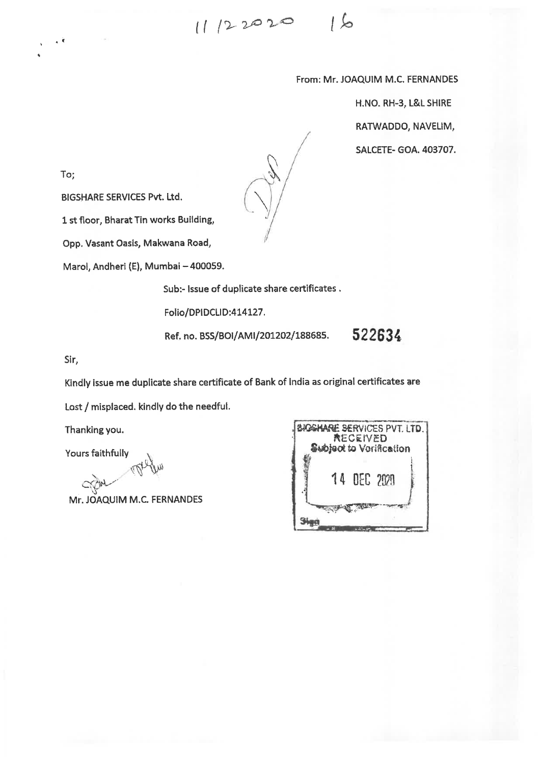11/12 2020 16

From: Mr. JOAQUIM M.C. FERNANDES

H.NO. RH-3, L&L SHIRE

RATWADDO, NAVELIM,

SALCETE- GOA. 403707.

To;

BIGSHARE SERVICES Pvt. Ltd.

1 st floor, Bharat Tin works Building,

Opp. Vasant Oasis, Makwana Road,

Marol, Andheri (E), Mumbai – 400059.

Sub:- Issue of duplicate share certificates .

Folio/DPIDCLID:414127.

Ref. no. BSS/BOI/AMI/201202/188685. **522634**

Sir,

Kindly issue me duplicate share certificate of Bank of India as original certificates are

Lost / misplaced. kindly do the needful.

Thanking you.

Yours faithfully

Mr. JOAQUIM M.C. FERNANDES

BIGSHARE SERVICES PVT. LTD.
RECEIVED
Subject to Verification
14 DEC 2020
Sign